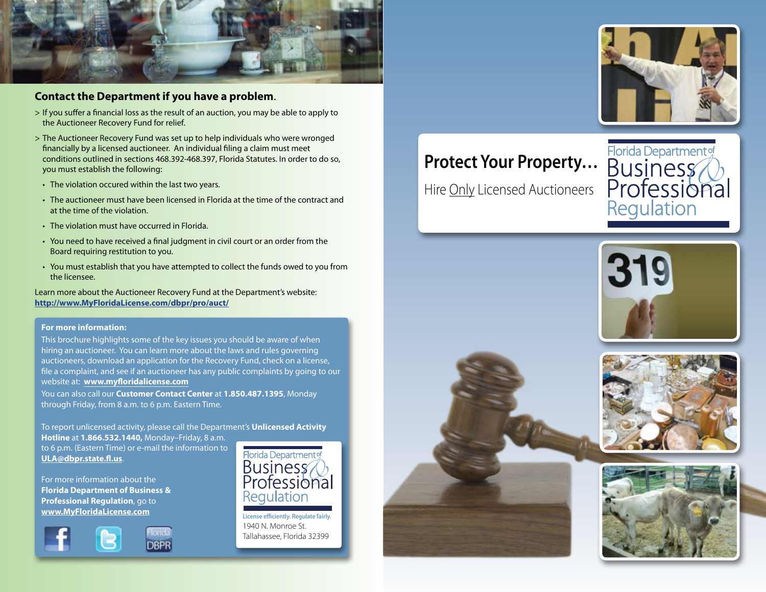## Contact the Department if you have a problem.

> If you suffer a financial loss as the result of an auction, you may be able to apply to the Auctioneer Recovery Fund for relief.

> The Auctioneer Recovery Fund was set up to help individuals who were wronged financially by a licensed auctioneer. An individual filing a claim must meet conditions outlined in sections 468.392-468.397, Florida Statutes. In order to do so, you must establish the following:

- The violation occured within the last two years.
- The auctioneer must have been licensed in Florida at the time of the contract and at the time of the violation.
- The violation must have occurred in Florida.
- You need to have received a final judgment in civil court or an order from the Board requiring restitution to you.
- You must establish that you have attempted to collect the funds owed to you from the licensee.

Learn more about the Auctioneer Recovery Fund at the Department's website: **http://www.MyFloridaLicense.com/dbpr/pro/auct/**

**For more information:**

This brochure highlights some of the key issues you should be aware of when hiring an auctioneer. You can learn more about the laws and rules governing auctioneers, download an application for the Recovery Fund, check on a license, file a complaint, and see if an auctioneer has any public complaints by going to our website at: **www.myfloridalicense.com**

You can also call our **Customer Contact Center** at **1.850.487.1395**, Monday through Friday, from 8 a.m. to 6 p.m. Eastern Time.

To report unlicensed activity, please call the Department's **Unlicensed Activity Hotline** at **1.866.532.1440,** Monday–Friday, 8 a.m. to 6 p.m. (Eastern Time) or e-mail the information to **ULA@dbpr.state.fl.us**.

For more information about the **Florida Department of Business & Professional Regulation**, go to **www.MyFloridaLicense.com**

Florida Department of Business & Professional Regulation

License efficiently. Regulate fairly.

1940 N. Monroe St.
Tallahassee, Florida 32399

# Protect Your Property…

Hire Only Licensed Auctioneers

Florida Department of Business & Professional Regulation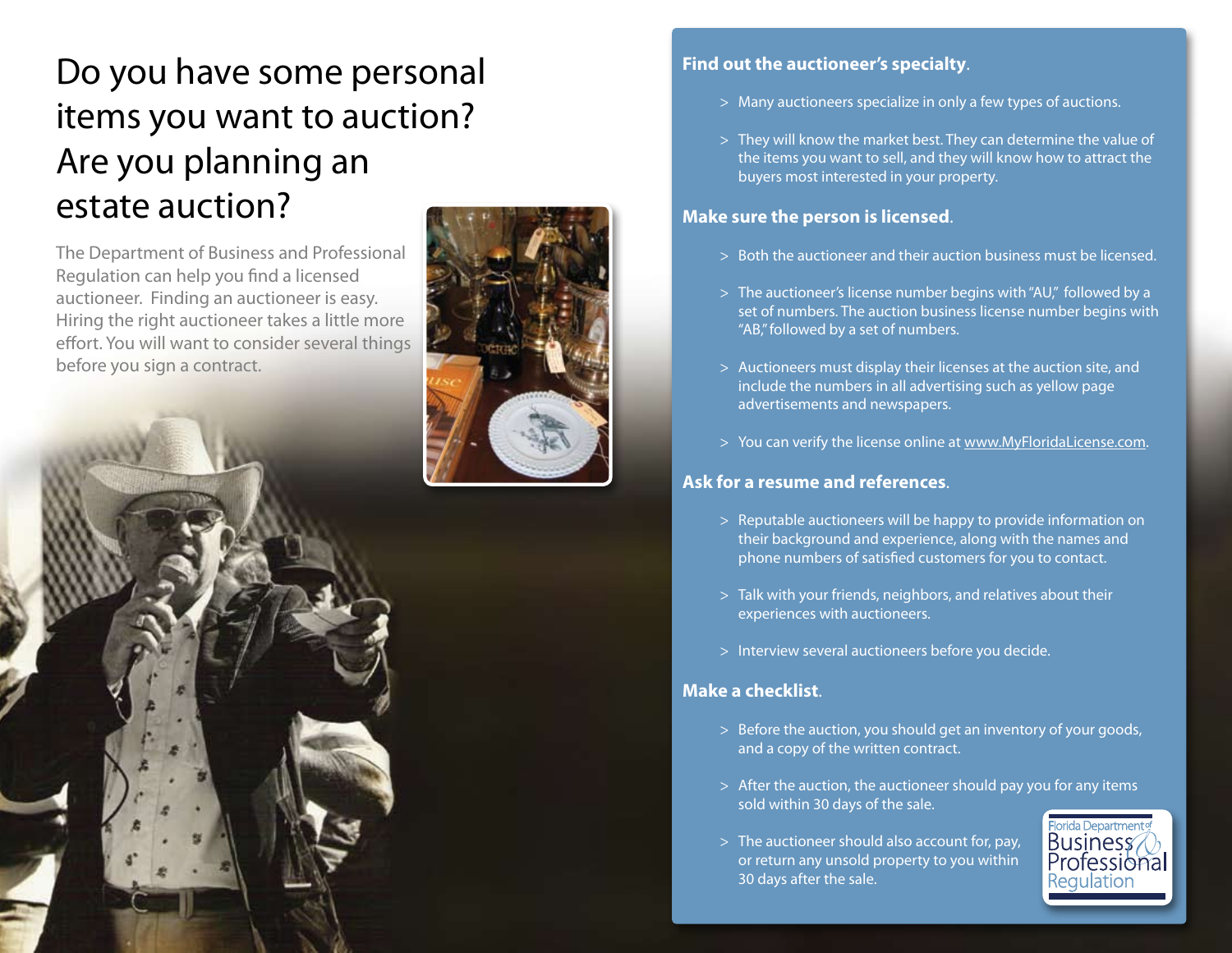# Do you have some personal items you want to auction? Are you planning an estate auction?

The Department of Business and Professional Regulation can help you find a licensed auctioneer. Finding an auctioneer is easy. Hiring the right auctioneer takes a little more effort. You will want to consider several things before you sign a contract.

## Find out the auctioneer's specialty.

> Many auctioneers specialize in only a few types of auctions.

> They will know the market best. They can determine the value of the items you want to sell, and they will know how to attract the buyers most interested in your property.

## Make sure the person is licensed.

> Both the auctioneer and their auction business must be licensed.

> The auctioneer's license number begins with "AU," followed by a set of numbers. The auction business license number begins with "AB," followed by a set of numbers.

> Auctioneers must display their licenses at the auction site, and include the numbers in all advertising such as yellow page advertisements and newspapers.

> You can verify the license online at www.MyFloridaLicense.com.

## Ask for a resume and references.

> Reputable auctioneers will be happy to provide information on their background and experience, along with the names and phone numbers of satisfied customers for you to contact.

> Talk with your friends, neighbors, and relatives about their experiences with auctioneers.

> Interview several auctioneers before you decide.

## Make a checklist.

> Before the auction, you should get an inventory of your goods, and a copy of the written contract.

> After the auction, the auctioneer should pay you for any items sold within 30 days of the sale.

> The auctioneer should also account for, pay, or return any unsold property to you within 30 days after the sale.

Florida Department of Business & Professional Regulation